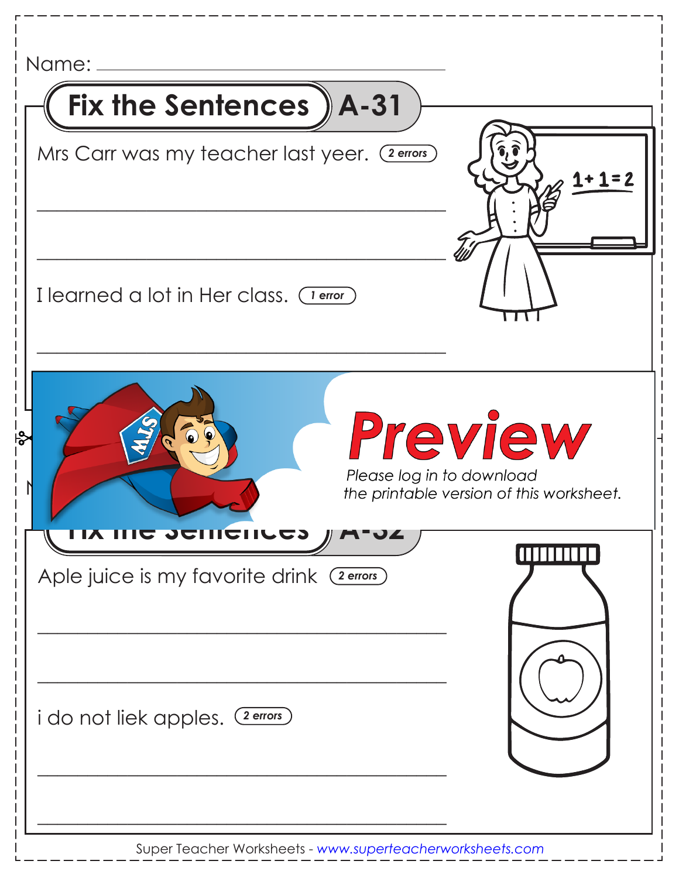Name: ______________________________

# Fix the Sentences A-31

Mrs Carr was my teacher last yeer. *(2 errors)*

______________________________________________

______________________________________________

I learned a lot in Her class. *(1 error)*

______________________________________________

**Preview**

*Please log in to download the printable version of this worksheet.*

# Fix the Sentences A-32

Aple juice is my favorite drink *(2 errors)*

______________________________________________

______________________________________________

i do not liek apples. *(2 errors)*

______________________________________________

______________________________________________

Super Teacher Worksheets - www.superteacherworksheets.com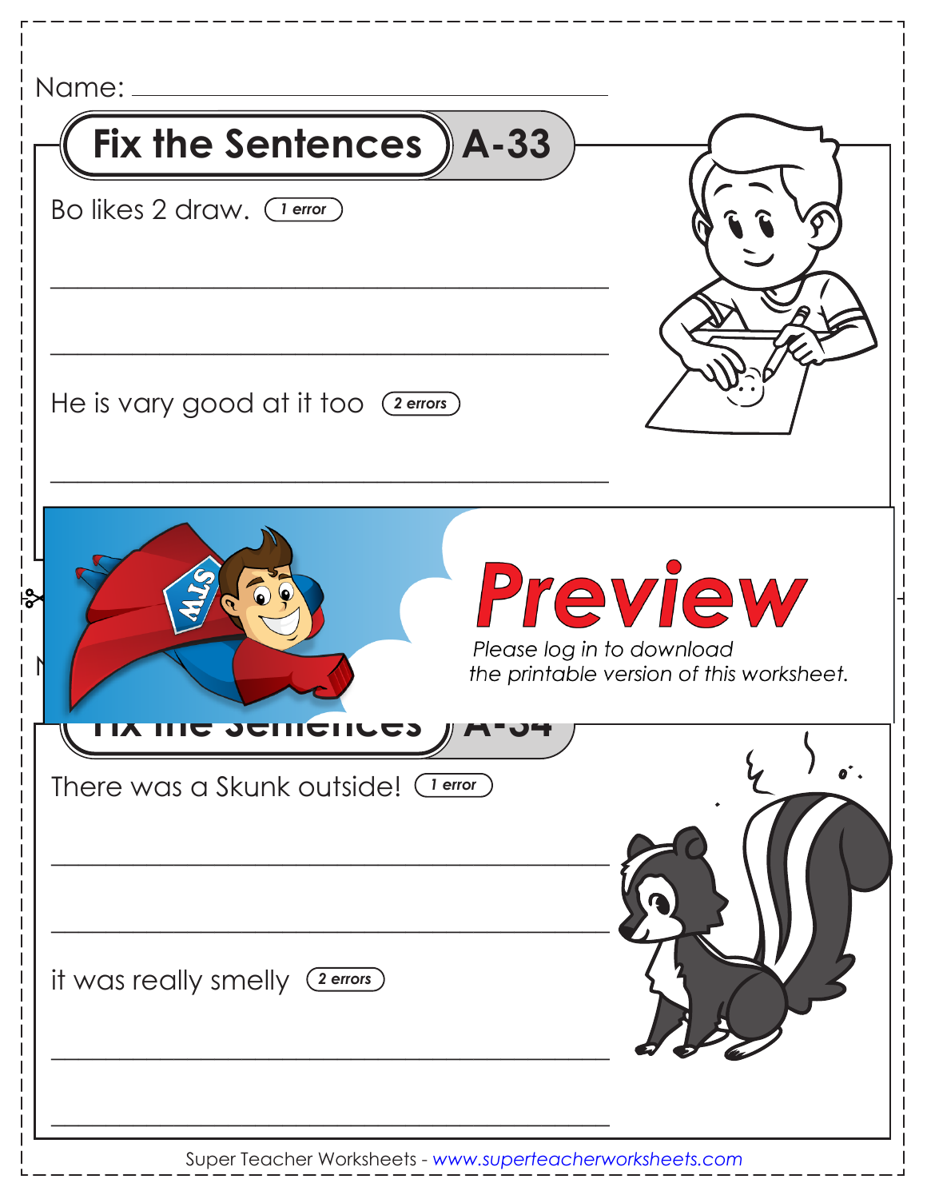Name: ___________________________

## Fix the Sentences A-33

Bo likes 2 draw. *(1 error)*

___________________________________________

___________________________________________

He is vary good at it too *(2 errors)*

___________________________________________

**Preview**

*Please log in to download the printable version of this worksheet.*

## Fix the Sentences A-34

There was a Skunk outside! *(1 error)*

___________________________________________

___________________________________________

it was really smelly *(2 errors)*

___________________________________________

___________________________________________

Super Teacher Worksheets - www.superteacherworksheets.com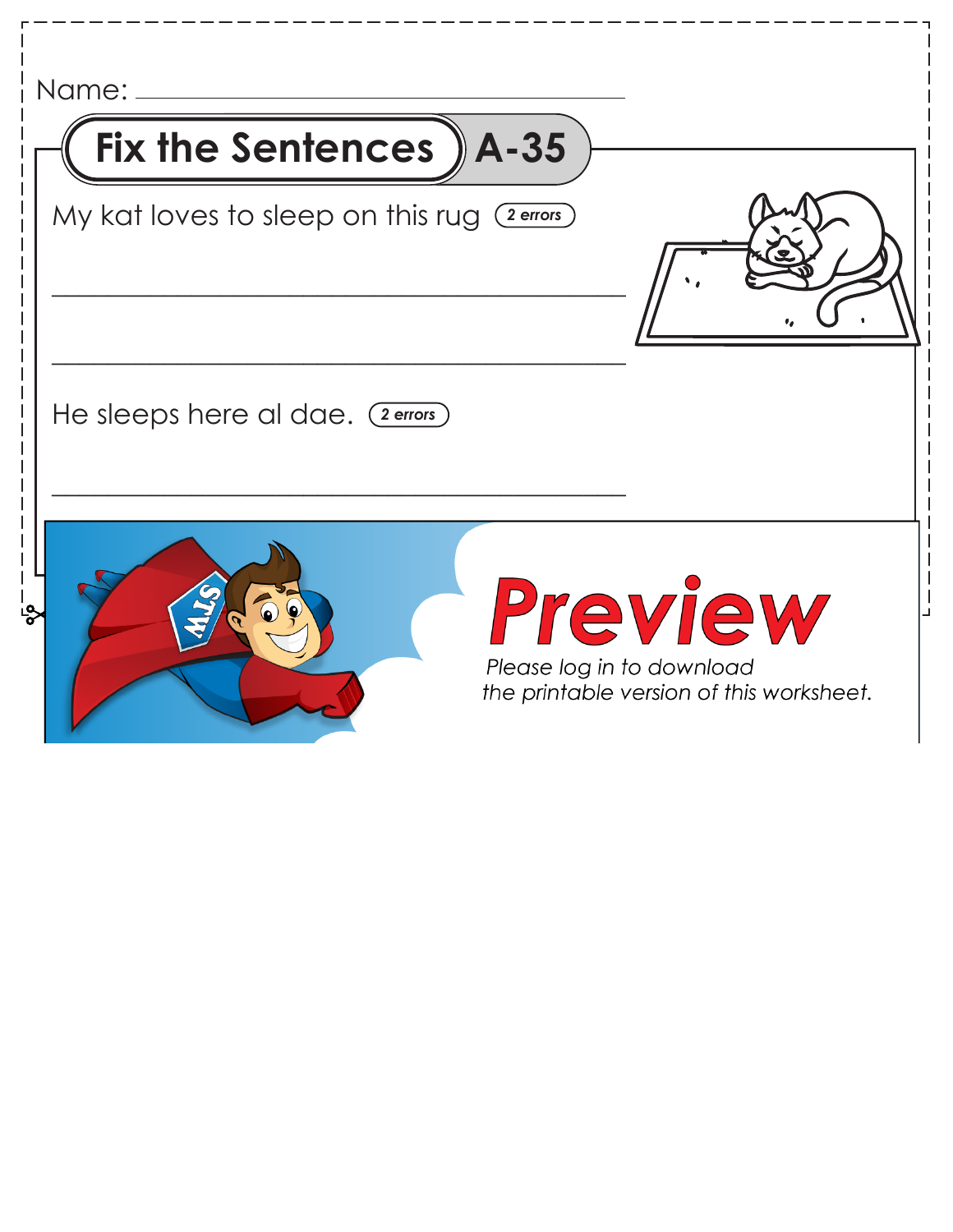Name: ______________________________

## Fix the Sentences A-35

My kat loves to sleep on this rug *(2 errors)*

______________________________________________

______________________________________________

He sleeps here al dae. *(2 errors)*

______________________________________________

**Preview**

*Please log in to download the printable version of this worksheet.*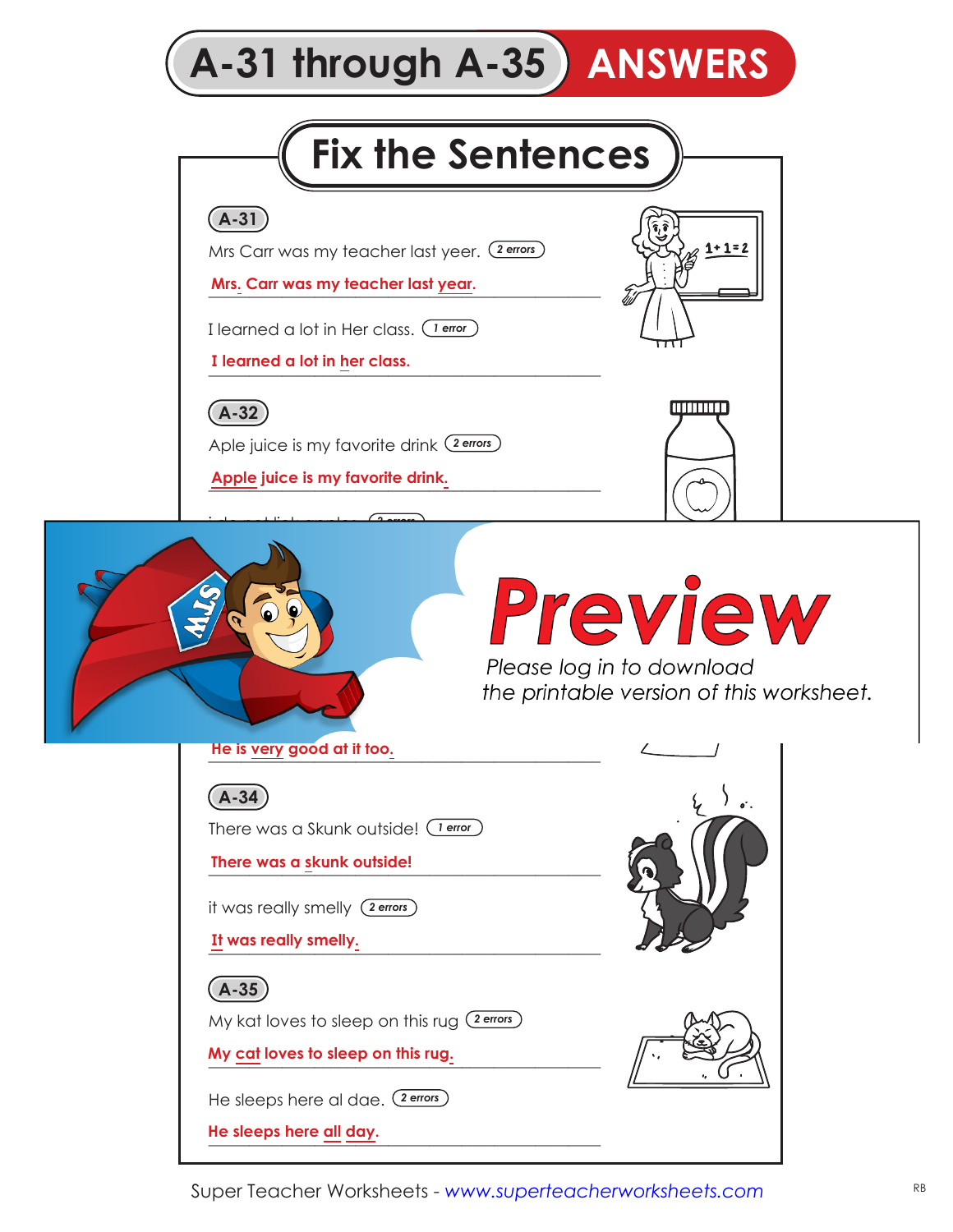# A-31 through A-35 ANSWERS

## Fix the Sentences

**A-31**

Mrs Carr was my teacher last yeer. (2 errors)

Mrs. Carr was my teacher last year.

I learned a lot in Her class. (1 error)

I learned a lot in her class.

**A-32**

Aple juice is my favorite drink (2 errors)

Apple juice is my favorite drink.

# Preview

*Please log in to download the printable version of this worksheet.*

He is very good at it too.

**A-34**

There was a Skunk outside! (1 error)

There was a skunk outside!

it was really smelly (2 errors)

It was really smelly.

**A-35**

My kat loves to sleep on this rug (2 errors)

My cat loves to sleep on this rug.

He sleeps here al dae. (2 errors)

He sleeps here all day.

Super Teacher Worksheets - www.superteacherworksheets.com